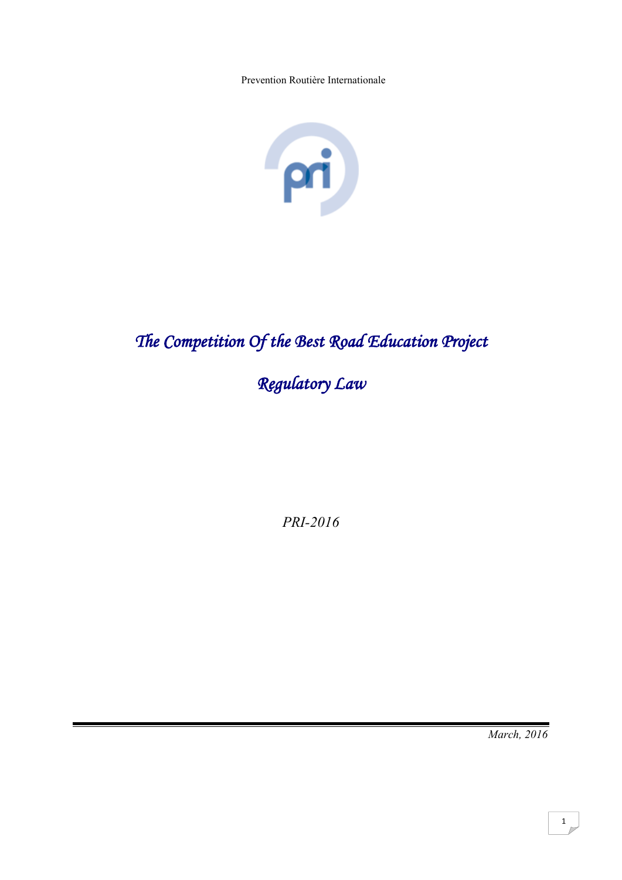Prevention Routière Internationale

# *The Competition Of the Best Road Education Project*

# *Regulatory Law*

*PRI-2016*

*March, 2016*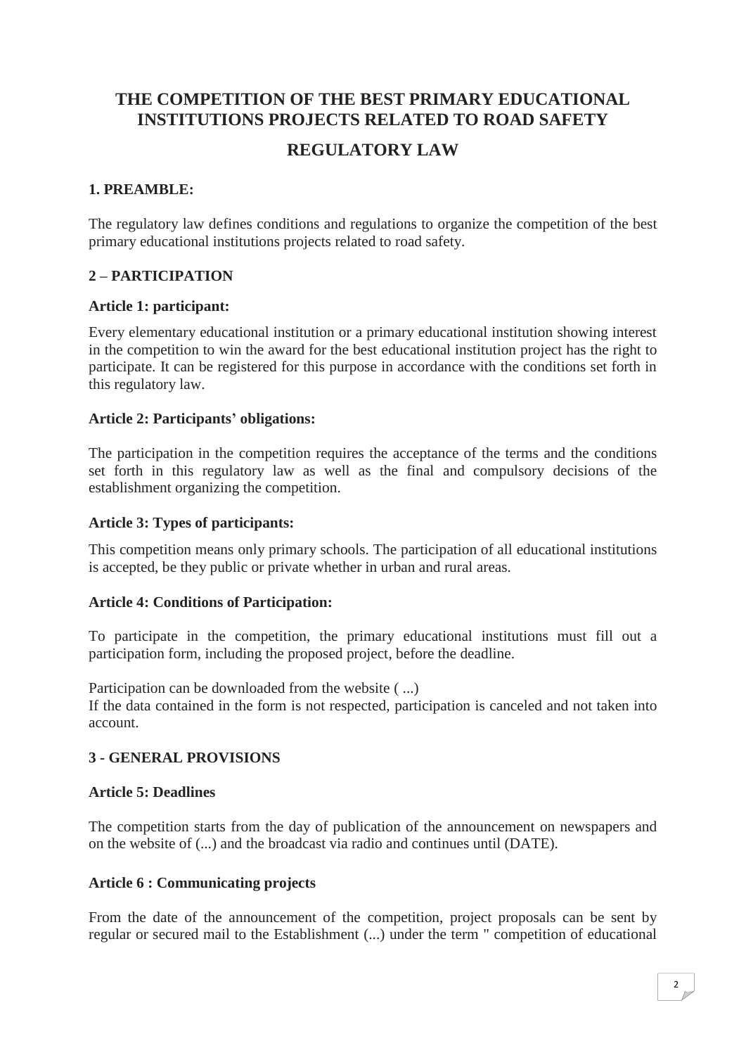# THE COMPETITION OF THE BEST PRIMARY EDUCATIONAL INSTITUTIONS PROJECTS RELATED TO ROAD SAFETY

## REGULATORY LAW

### 1. PREAMBLE:

The regulatory law defines conditions and regulations to organize the competition of the best primary educational institutions projects related to road safety.

### 2 – PARTICIPATION

#### Article 1: participant:

Every elementary educational institution or a primary educational institution showing interest in the competition to win the award for the best educational institution project has the right to participate. It can be registered for this purpose in accordance with the conditions set forth in this regulatory law.

#### Article 2: Participants' obligations:

The participation in the competition requires the acceptance of the terms and the conditions set forth in this regulatory law as well as the final and compulsory decisions of the establishment organizing the competition.

#### Article 3: Types of participants:

This competition means only primary schools. The participation of all educational institutions is accepted, be they public or private whether in urban and rural areas.

#### Article 4: Conditions of Participation:

To participate in the competition, the primary educational institutions must fill out a participation form, including the proposed project, before the deadline.

Participation can be downloaded from the website ( ...)
If the data contained in the form is not respected, participation is canceled and not taken into account.

### 3 - GENERAL PROVISIONS

#### Article 5: Deadlines

The competition starts from the day of publication of the announcement on newspapers and on the website of (...) and the broadcast via radio and continues until (DATE).

#### Article 6 : Communicating projects

From the date of the announcement of the competition, project proposals can be sent by regular or secured mail to the Establishment (...) under the term " competition of educational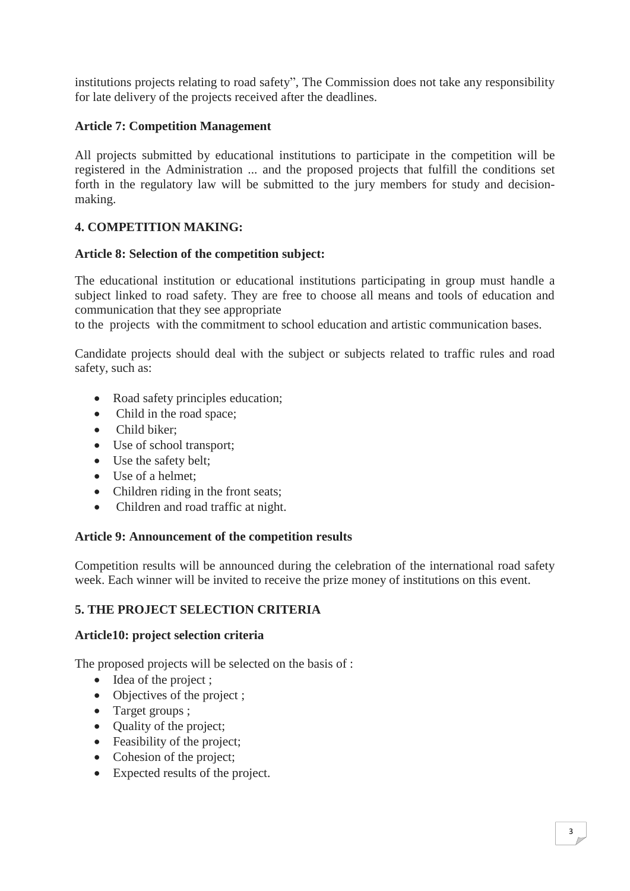institutions projects relating to road safety", The Commission does not take any responsibility for late delivery of the projects received after the deadlines.

**Article 7: Competition Management**

All projects submitted by educational institutions to participate in the competition will be registered in the Administration ... and the proposed projects that fulfill the conditions set forth in the regulatory law will be submitted to the jury members for study and decision-making.

## 4. COMPETITION MAKING:

**Article 8: Selection of the competition subject:**

The educational institution or educational institutions participating in group must handle a subject linked to road safety. They are free to choose all means and tools of education and communication that they see appropriate
to the projects with the commitment to school education and artistic communication bases.

Candidate projects should deal with the subject or subjects related to traffic rules and road safety, such as:

- Road safety principles education;
- Child in the road space;
- Child biker;
- Use of school transport;
- Use the safety belt;
- Use of a helmet;
- Children riding in the front seats;
- Children and road traffic at night.

**Article 9: Announcement of the competition results**

Competition results will be announced during the celebration of the international road safety week. Each winner will be invited to receive the prize money of institutions on this event.

## 5. THE PROJECT SELECTION CRITERIA

**Article10: project selection criteria**

The proposed projects will be selected on the basis of :

- Idea of the project ;
- Objectives of the project ;
- Target groups ;
- Quality of the project;
- Feasibility of the project;
- Cohesion of the project;
- Expected results of the project.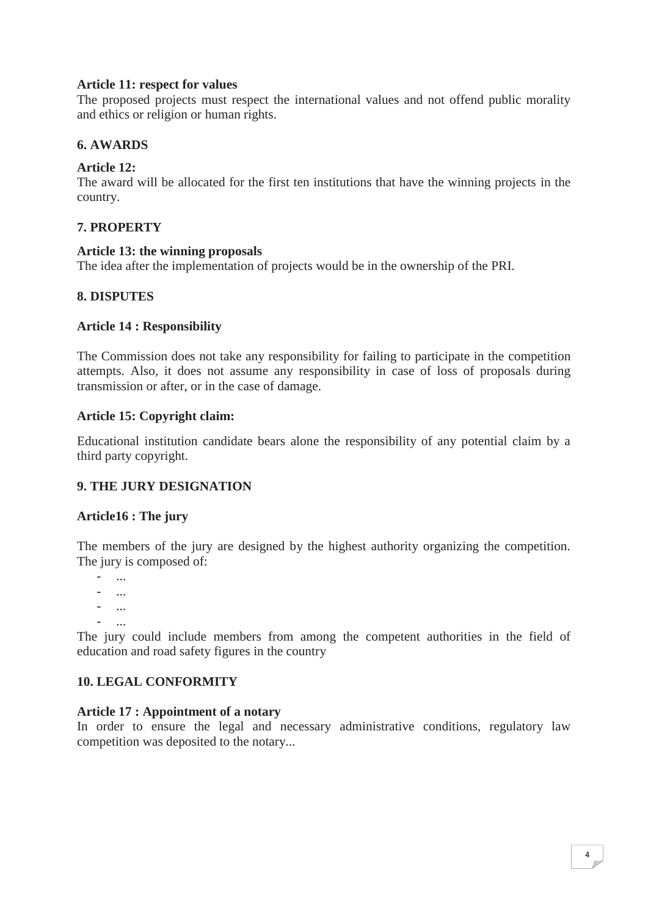**Article 11: respect for values**

The proposed projects must respect the international values and not offend public morality and ethics or religion or human rights.

## 6. AWARDS

**Article 12:**

The award will be allocated for the first ten institutions that have the winning projects in the country.

## 7. PROPERTY

**Article 13: the winning proposals**

The idea after the implementation of projects would be in the ownership of the PRI.

## 8. DISPUTES

**Article 14 : Responsibility**

The Commission does not take any responsibility for failing to participate in the competition attempts. Also, it does not assume any responsibility in case of loss of proposals during transmission or after, or in the case of damage.

**Article 15: Copyright claim:**

Educational institution candidate bears alone the responsibility of any potential claim by a third party copyright.

## 9. THE JURY DESIGNATION

**Article16 : The jury**

The members of the jury are designed by the highest authority organizing the competition. The jury is composed of:

- ...
- ...
- ...
- ...

The jury could include members from among the competent authorities in the field of education and road safety figures in the country

## 10. LEGAL CONFORMITY

**Article 17 : Appointment of a notary**

In order to ensure the legal and necessary administrative conditions, regulatory law competition was deposited to the notary...